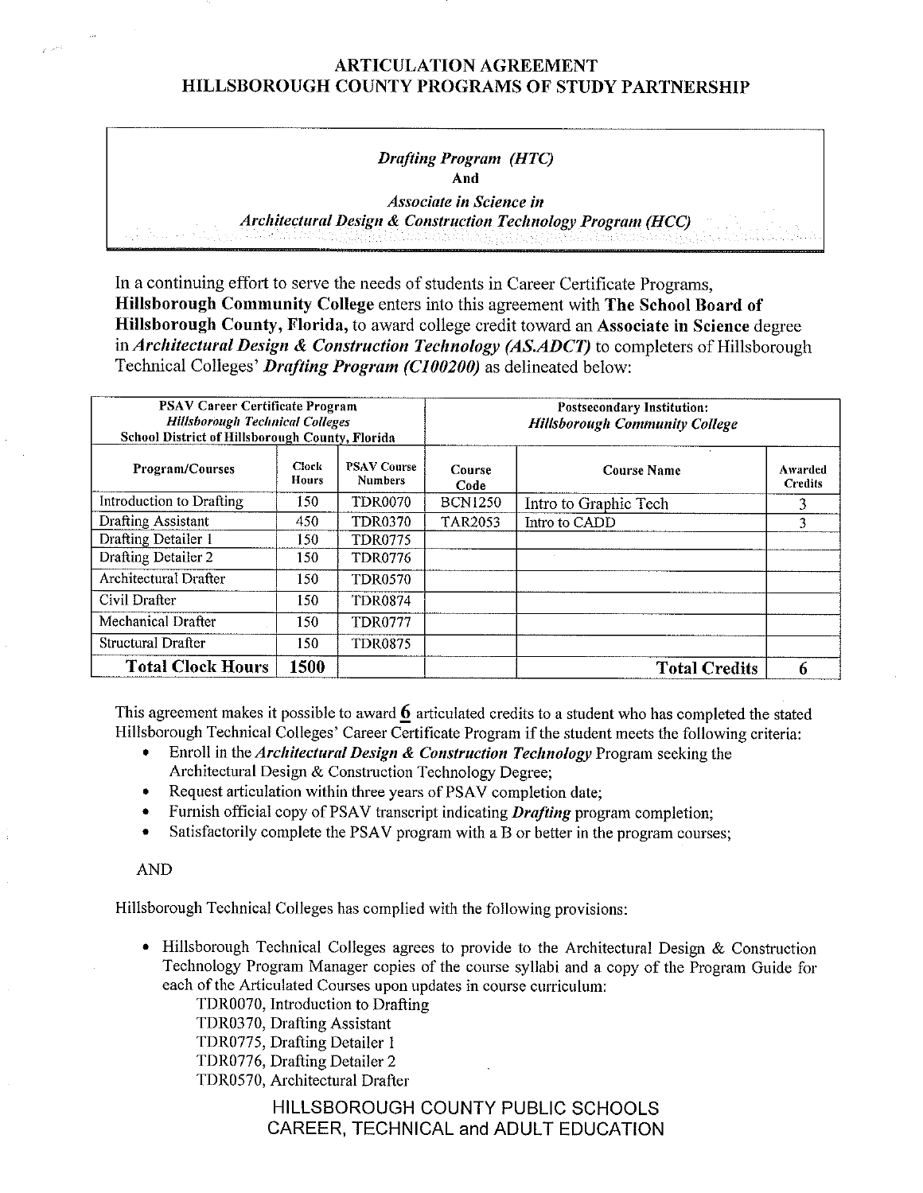# ARTICULATION AGREEMENT
# HILLSBOROUGH COUNTY PROGRAMS OF STUDY PARTNERSHIP

*Drafting Program (HTC)*
**And**
*Associate in Science in*
*Architectural Design & Construction Technology Program (HCC)*

In a continuing effort to serve the needs of students in Career Certificate Programs, **Hillsborough Community College** enters into this agreement with **The School Board of Hillsborough County, Florida,** to award college credit toward an **Associate in Science** degree in ***Architectural Design & Construction Technology (AS.ADCT)*** to completers of Hillsborough Technical Colleges' ***Drafting Program (C100200)*** as delineated below:

| **PSAV Career Certificate Program** *Hillsborough Technical Colleges* **School District of Hillsborough County, Florida** | | | **Postsecondary Institution:** *Hillsborough Community College* | | |
|---|---|---|---|---|---|
| **Program/Courses** | **Clock Hours** | **PSAV Course Numbers** | **Course Code** | **Course Name** | **Awarded Credits** |
| Introduction to Drafting | 150 | TDR0070 | BCN1250 | Intro to Graphic Tech | 3 |
| Drafting Assistant | 450 | TDR0370 | TAR2053 | Intro to CADD | 3 |
| Drafting Detailer 1 | 150 | TDR0775 | | | |
| Drafting Detailer 2 | 150 | TDR0776 | | | |
| Architectural Drafter | 150 | TDR0570 | | | |
| Civil Drafter | 150 | TDR0874 | | | |
| Mechanical Drafter | 150 | TDR0777 | | | |
| Structural Drafter | 150 | TDR0875 | | | |
| **Total Clock Hours** | **1500** | | | **Total Credits** | **6** |

This agreement makes it possible to award **6** articulated credits to a student who has completed the stated Hillsborough Technical Colleges' Career Certificate Program if the student meets the following criteria:

- Enroll in the ***Architectural Design & Construction Technology*** Program seeking the Architectural Design & Construction Technology Degree;
- Request articulation within three years of PSAV completion date;
- Furnish official copy of PSAV transcript indicating ***Drafting*** program completion;
- Satisfactorily complete the PSAV program with a B or better in the program courses;

AND

Hillsborough Technical Colleges has complied with the following provisions:

- Hillsborough Technical Colleges agrees to provide to the Architectural Design & Construction Technology Program Manager copies of the course syllabi and a copy of the Program Guide for each of the Articulated Courses upon updates in course curriculum:
  - TDR0070, Introduction to Drafting
  - TDR0370, Drafting Assistant
  - TDR0775, Drafting Detailer 1
  - TDR0776, Drafting Detailer 2
  - TDR0570, Architectural Drafter

HILLSBOROUGH COUNTY PUBLIC SCHOOLS
CAREER, TECHNICAL and ADULT EDUCATION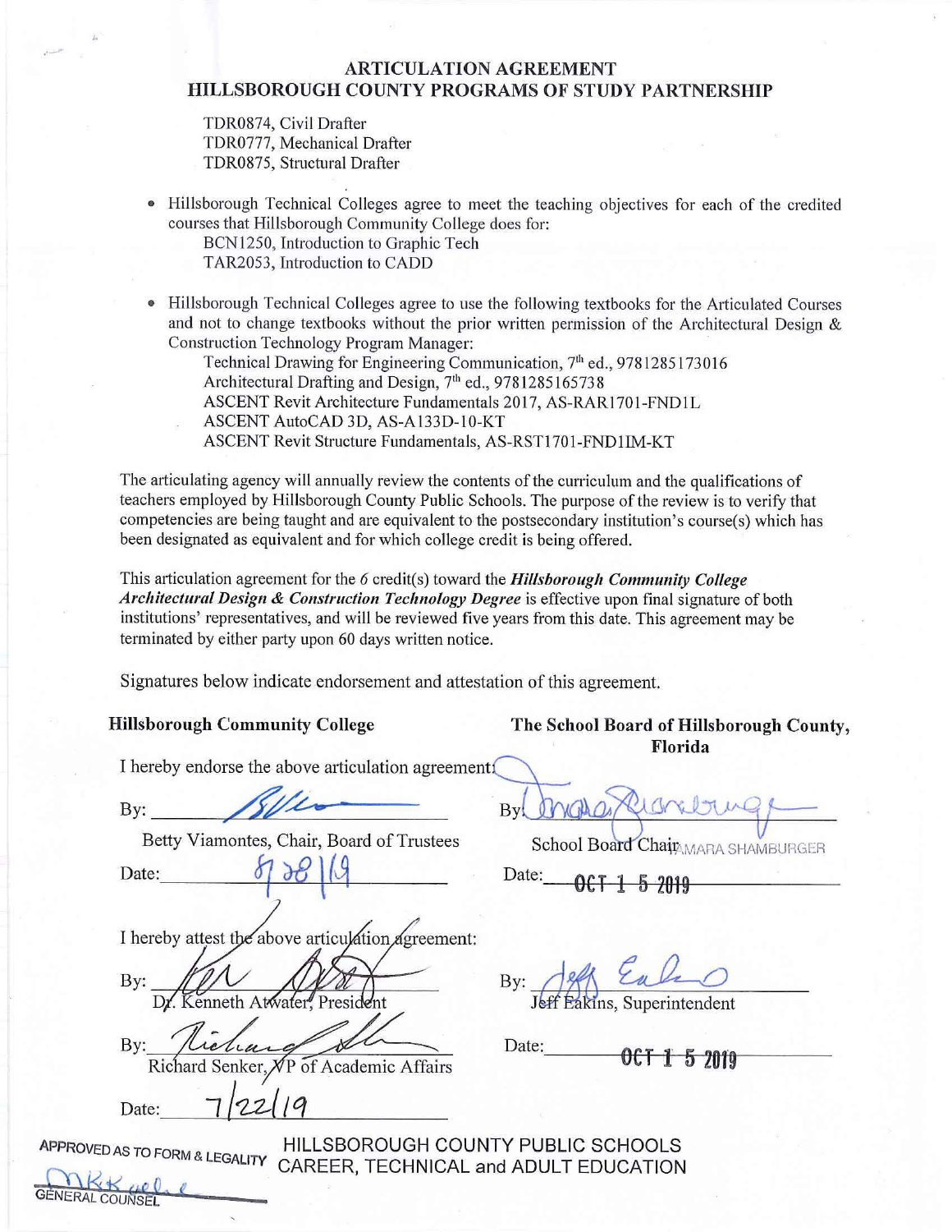# ARTICULATION AGREEMENT
# HILLSBOROUGH COUNTY PROGRAMS OF STUDY PARTNERSHIP

TDR0874, Civil Drafter
TDR0777, Mechanical Drafter
TDR0875, Structural Drafter

- Hillsborough Technical Colleges agree to meet the teaching objectives for each of the credited courses that Hillsborough Community College does for:
  BCN1250, Introduction to Graphic Tech
  TAR2053, Introduction to CADD

- Hillsborough Technical Colleges agree to use the following textbooks for the Articulated Courses and not to change textbooks without the prior written permission of the Architectural Design & Construction Technology Program Manager:
  Technical Drawing for Engineering Communication, 7th ed., 9781285173016
  Architectural Drafting and Design, 7th ed., 9781285165738
  ASCENT Revit Architecture Fundamentals 2017, AS-RAR1701-FND1L
  ASCENT AutoCAD 3D, AS-A133D-10-KT
  ASCENT Revit Structure Fundamentals, AS-RST1701-FND1IM-KT

The articulating agency will annually review the contents of the curriculum and the qualifications of teachers employed by Hillsborough County Public Schools. The purpose of the review is to verify that competencies are being taught and are equivalent to the postsecondary institution's course(s) which has been designated as equivalent and for which college credit is being offered.

This articulation agreement for the *6* credit(s) toward the ***Hillsborough Community College Architectural Design & Construction Technology Degree*** is effective upon final signature of both institutions' representatives, and will be reviewed five years from this date. This agreement may be terminated by either party upon 60 days written notice.

Signatures below indicate endorsement and attestation of this agreement.

**Hillsborough Community College**

I hereby endorse the above articulation agreement:

By: _______________
Betty Viamontes, Chair, Board of Trustees

Date: 8/28/19

I hereby attest the above articulation agreement:

By: _______________
Dr. Kenneth Atwater, President

By: _______________
Richard Senker, VP of Academic Affairs

Date: 7/22/19

**The School Board of Hillsborough County, Florida**

By: _______________
School Board Chair TAMARA SHAMBURGER

Date: OCT 1 5 2019

By: _______________
Jeff Eakins, Superintendent

Date: OCT 1 5 2019

APPROVED AS TO FORM & LEGALITY
GENERAL COUNSEL

HILLSBOROUGH COUNTY PUBLIC SCHOOLS
CAREER, TECHNICAL and ADULT EDUCATION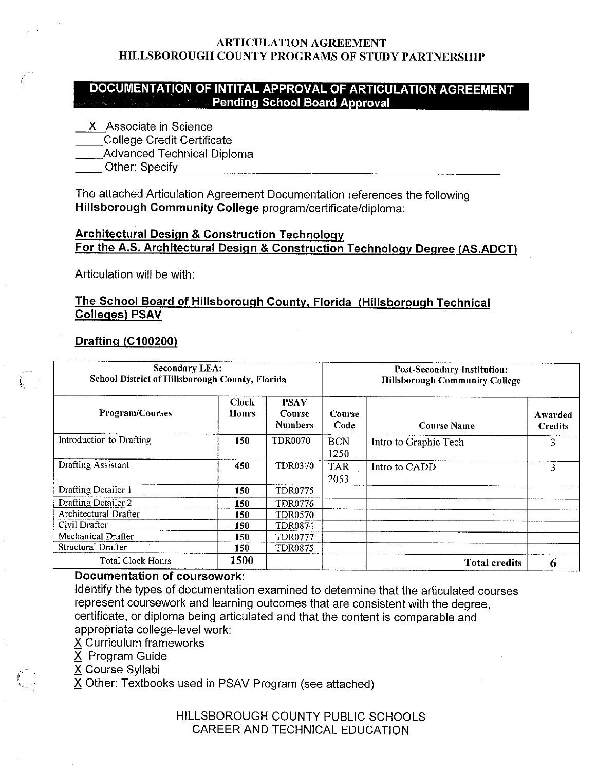# ARTICULATION AGREEMENT
## HILLSBOROUGH COUNTY PROGRAMS OF STUDY PARTNERSHIP

**DOCUMENTATION OF INTITAL APPROVAL OF ARTICULATION AGREEMENT**
**Pending School Board Approval**

\_\_X\_\_Associate in Science
\_\_\_\_College Credit Certificate
\_\_\_\_Advanced Technical Diploma
\_\_\_\_ Other: Specify\_\_\_\_\_\_\_\_\_\_\_\_\_\_\_\_\_\_\_\_\_\_\_\_\_\_\_\_\_\_\_\_\_\_\_\_\_\_\_\_\_\_

The attached Articulation Agreement Documentation references the following **Hillsborough Community College** program/certificate/diploma:

**Architectural Design & Construction Technology**
**For the A.S. Architectural Design & Construction Technology Degree (AS.ADCT)**

Articulation will be with:

**The School Board of Hillsborough County, Florida (Hillsborough Technical Colleges) PSAV**

**Drafting (C100200)**

| Secondary LEA: School District of Hillsborough County, Florida | | | Post-Secondary Institution: Hillsborough Community College | | |
|---|---|---|---|---|---|
| Program/Courses | Clock Hours | PSAV Course Numbers | Course Code | Course Name | Awarded Credits |
| Introduction to Drafting | 150 | TDR0070 | BCN 1250 | Intro to Graphic Tech | 3 |
| Drafting Assistant | 450 | TDR0370 | TAR 2053 | Intro to CADD | 3 |
| Drafting Detailer 1 | 150 | TDR0775 | | | |
| Drafting Detailer 2 | 150 | TDR0776 | | | |
| Architectural Drafter | 150 | TDR0570 | | | |
| Civil Drafter | 150 | TDR0874 | | | |
| Mechanical Drafter | 150 | TDR0777 | | | |
| Structural Drafter | 150 | TDR0875 | | | |
| Total Clock Hours | 1500 | | | Total credits | 6 |

**Documentation of coursework:**
Identify the types of documentation examined to determine that the articulated courses represent coursework and learning outcomes that are consistent with the degree, certificate, or diploma being articulated and that the content is comparable and appropriate college-level work:
X Curriculum frameworks
X Program Guide
X Course Syllabi
X Other: Textbooks used in PSAV Program (see attached)

HILLSBOROUGH COUNTY PUBLIC SCHOOLS
CAREER AND TECHNICAL EDUCATION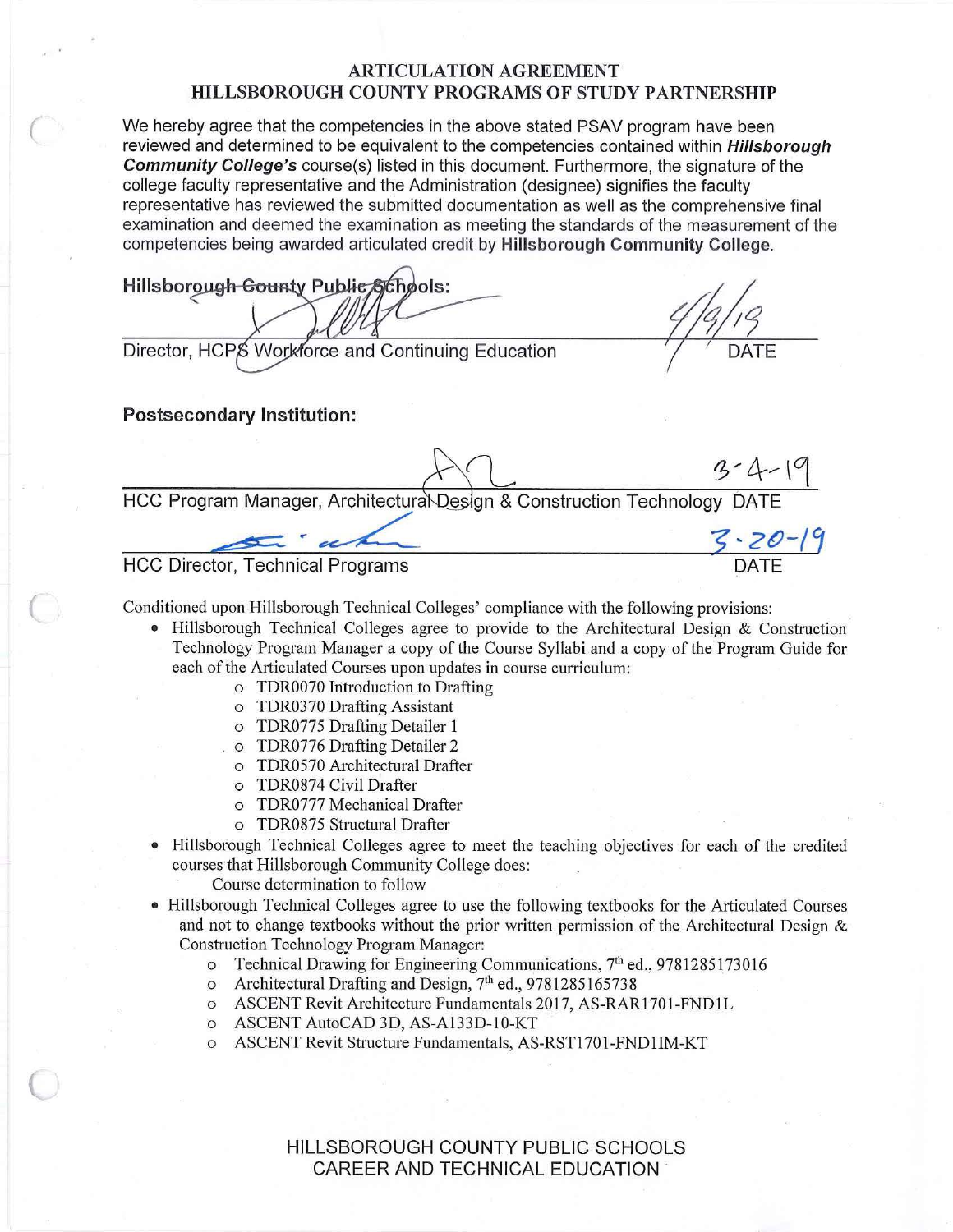## ARTICULATION AGREEMENT
## HILLSBOROUGH COUNTY PROGRAMS OF STUDY PARTNERSHIP

We hereby agree that the competencies in the above stated PSAV program have been reviewed and determined to be equivalent to the competencies contained within ***Hillsborough Community College's*** course(s) listed in this document. Furthermore, the signature of the college faculty representative and the Administration (designee) signifies the faculty representative has reviewed the submitted documentation as well as the comprehensive final examination and deemed the examination as meeting the standards of the measurement of the competencies being awarded articulated credit by **Hillsborough Community College**.

**Hillsborough County Public Schools:**

Director, HCPS Workforce and Continuing Education — DATE: 4/9/19

**Postsecondary Institution:**

HCC Program Manager, Architectural Design & Construction Technology — DATE: 3-4-19

HCC Director, Technical Programs — DATE: 3-20-19

Conditioned upon Hillsborough Technical Colleges' compliance with the following provisions:

- Hillsborough Technical Colleges agree to provide to the Architectural Design & Construction Technology Program Manager a copy of the Course Syllabi and a copy of the Program Guide for each of the Articulated Courses upon updates in course curriculum:
  - TDR0070 Introduction to Drafting
  - TDR0370 Drafting Assistant
  - TDR0775 Drafting Detailer 1
  - TDR0776 Drafting Detailer 2
  - TDR0570 Architectural Drafter
  - TDR0874 Civil Drafter
  - TDR0777 Mechanical Drafter
  - TDR0875 Structural Drafter
- Hillsborough Technical Colleges agree to meet the teaching objectives for each of the credited courses that Hillsborough Community College does:
  Course determination to follow
- Hillsborough Technical Colleges agree to use the following textbooks for the Articulated Courses and not to change textbooks without the prior written permission of the Architectural Design & Construction Technology Program Manager:
  - Technical Drawing for Engineering Communications, 7th ed., 9781285173016
  - Architectural Drafting and Design, 7th ed., 9781285165738
  - ASCENT Revit Architecture Fundamentals 2017, AS-RAR1701-FND1L
  - ASCENT AutoCAD 3D, AS-A133D-10-KT
  - ASCENT Revit Structure Fundamentals, AS-RST1701-FND1IM-KT

HILLSBOROUGH COUNTY PUBLIC SCHOOLS
CAREER AND TECHNICAL EDUCATION